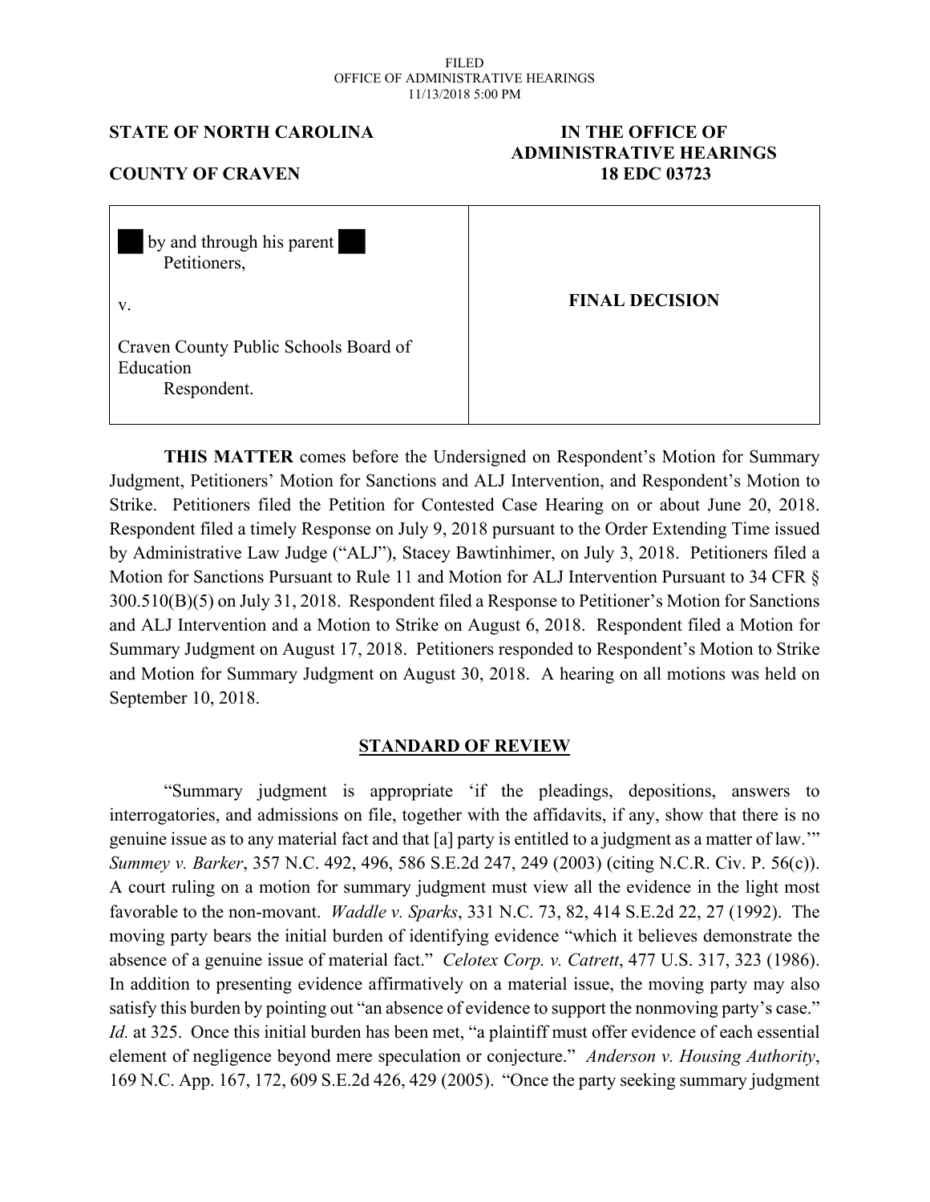FILED
OFFICE OF ADMINISTRATIVE HEARINGS
11/13/2018 5:00 PM

**STATE OF NORTH CAROLINA**

**COUNTY OF CRAVEN**

**IN THE OFFICE OF ADMINISTRATIVE HEARINGS**
**18 EDC 03723**

| | |
|---|---|
| ███ by and through his parent ███<br>Petitioners,<br><br>v.<br><br>Craven County Public Schools Board of Education<br>Respondent. | **FINAL DECISION** |

**THIS MATTER** comes before the Undersigned on Respondent's Motion for Summary Judgment, Petitioners' Motion for Sanctions and ALJ Intervention, and Respondent's Motion to Strike. Petitioners filed the Petition for Contested Case Hearing on or about June 20, 2018. Respondent filed a timely Response on July 9, 2018 pursuant to the Order Extending Time issued by Administrative Law Judge ("ALJ"), Stacey Bawtinhimer, on July 3, 2018. Petitioners filed a Motion for Sanctions Pursuant to Rule 11 and Motion for ALJ Intervention Pursuant to 34 CFR § 300.510(B)(5) on July 31, 2018. Respondent filed a Response to Petitioner's Motion for Sanctions and ALJ Intervention and a Motion to Strike on August 6, 2018. Respondent filed a Motion for Summary Judgment on August 17, 2018. Petitioners responded to Respondent's Motion to Strike and Motion for Summary Judgment on August 30, 2018. A hearing on all motions was held on September 10, 2018.

## STANDARD OF REVIEW

"Summary judgment is appropriate 'if the pleadings, depositions, answers to interrogatories, and admissions on file, together with the affidavits, if any, show that there is no genuine issue as to any material fact and that [a] party is entitled to a judgment as a matter of law.'" *Summey v. Barker*, 357 N.C. 492, 496, 586 S.E.2d 247, 249 (2003) (citing N.C.R. Civ. P. 56(c)). A court ruling on a motion for summary judgment must view all the evidence in the light most favorable to the non-movant. *Waddle v. Sparks*, 331 N.C. 73, 82, 414 S.E.2d 22, 27 (1992). The moving party bears the initial burden of identifying evidence "which it believes demonstrate the absence of a genuine issue of material fact." *Celotex Corp. v. Catrett*, 477 U.S. 317, 323 (1986). In addition to presenting evidence affirmatively on a material issue, the moving party may also satisfy this burden by pointing out "an absence of evidence to support the nonmoving party's case." *Id.* at 325. Once this initial burden has been met, "a plaintiff must offer evidence of each essential element of negligence beyond mere speculation or conjecture." *Anderson v. Housing Authority*, 169 N.C. App. 167, 172, 609 S.E.2d 426, 429 (2005). "Once the party seeking summary judgment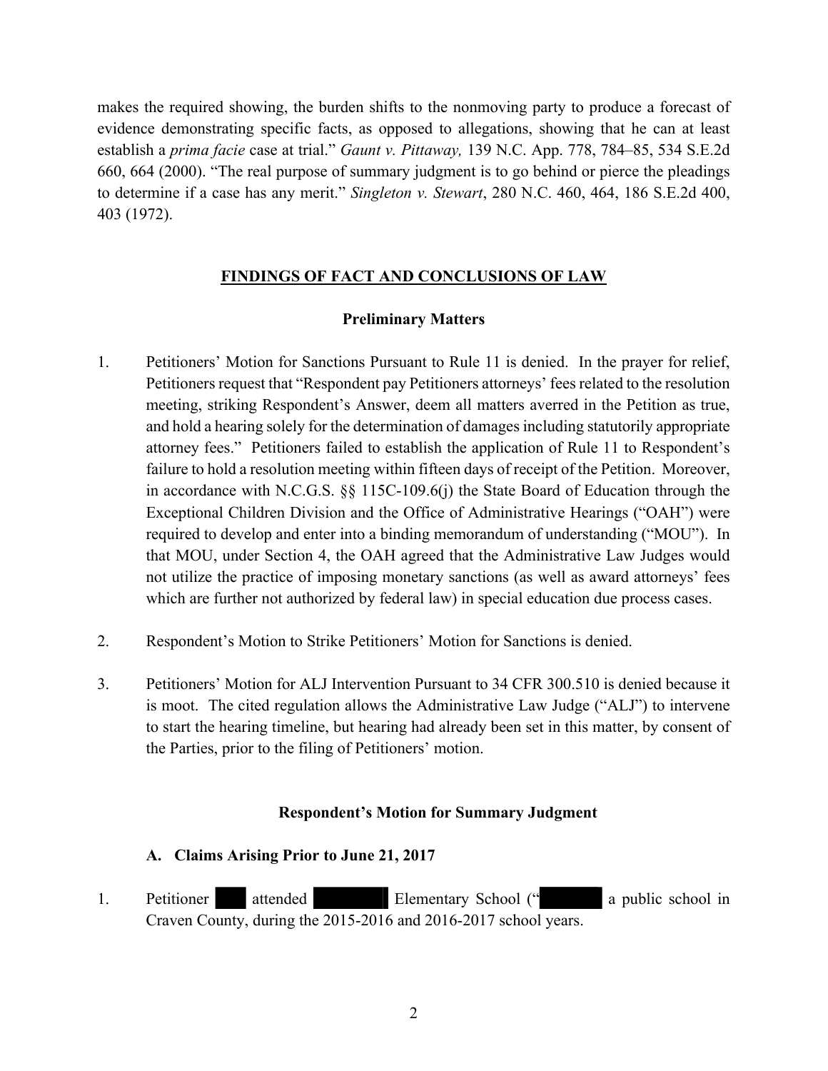makes the required showing, the burden shifts to the nonmoving party to produce a forecast of evidence demonstrating specific facts, as opposed to allegations, showing that he can at least establish a *prima facie* case at trial." *Gaunt v. Pittaway,* 139 N.C. App. 778, 784–85, 534 S.E.2d 660, 664 (2000). "The real purpose of summary judgment is to go behind or pierce the pleadings to determine if a case has any merit." *Singleton v. Stewart*, 280 N.C. 460, 464, 186 S.E.2d 400, 403 (1972).

## FINDINGS OF FACT AND CONCLUSIONS OF LAW

### Preliminary Matters

1. Petitioners' Motion for Sanctions Pursuant to Rule 11 is denied. In the prayer for relief, Petitioners request that "Respondent pay Petitioners attorneys' fees related to the resolution meeting, striking Respondent's Answer, deem all matters averred in the Petition as true, and hold a hearing solely for the determination of damages including statutorily appropriate attorney fees." Petitioners failed to establish the application of Rule 11 to Respondent's failure to hold a resolution meeting within fifteen days of receipt of the Petition. Moreover, in accordance with N.C.G.S. §§ 115C-109.6(j) the State Board of Education through the Exceptional Children Division and the Office of Administrative Hearings ("OAH") were required to develop and enter into a binding memorandum of understanding ("MOU"). In that MOU, under Section 4, the OAH agreed that the Administrative Law Judges would not utilize the practice of imposing monetary sanctions (as well as award attorneys' fees which are further not authorized by federal law) in special education due process cases.

2. Respondent's Motion to Strike Petitioners' Motion for Sanctions is denied.

3. Petitioners' Motion for ALJ Intervention Pursuant to 34 CFR 300.510 is denied because it is moot. The cited regulation allows the Administrative Law Judge ("ALJ") to intervene to start the hearing timeline, but hearing had already been set in this matter, by consent of the Parties, prior to the filing of Petitioners' motion.

### Respondent's Motion for Summary Judgment

#### A. Claims Arising Prior to June 21, 2017

1. Petitioner ██ attended ██████ Elementary School ("██████ a public school in Craven County, during the 2015-2016 and 2016-2017 school years.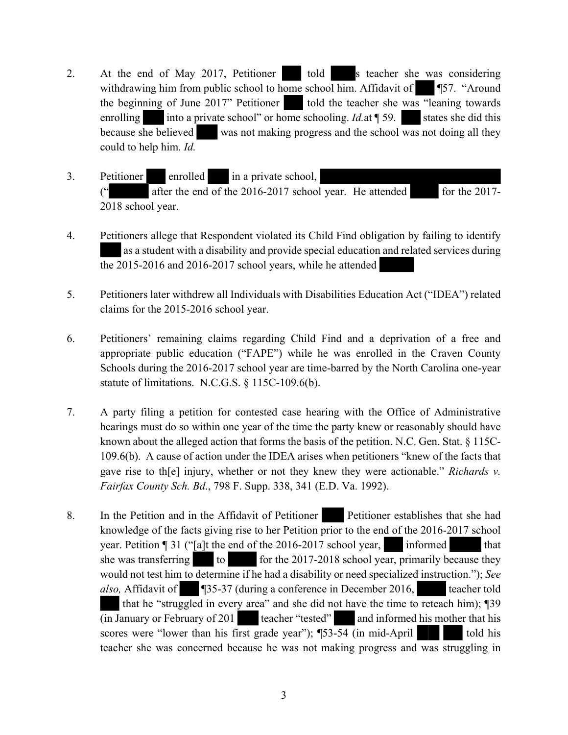2. At the end of May 2017, Petitioner ███ told ███s teacher she was considering withdrawing him from public school to home school him. Affidavit of ███ ¶57. "Around the beginning of June 2017" Petitioner ███ told the teacher she was "leaning towards enrolling ███ into a private school" or home schooling. *Id.*at ¶ 59. ███ states she did this because she believed ███ was not making progress and the school was not doing all they could to help him. *Id.*

3. Petitioner ███ enrolled ███ in a private school, ███████████████ ("███████ after the end of the 2016-2017 school year. He attended ███████ for the 2017-2018 school year.

4. Petitioners allege that Respondent violated its Child Find obligation by failing to identify ███ as a student with a disability and provide special education and related services during the 2015-2016 and 2016-2017 school years, while he attended ███████

5. Petitioners later withdrew all Individuals with Disabilities Education Act ("IDEA") related claims for the 2015-2016 school year.

6. Petitioners' remaining claims regarding Child Find and a deprivation of a free and appropriate public education ("FAPE") while he was enrolled in the Craven County Schools during the 2016-2017 school year are time-barred by the North Carolina one-year statute of limitations. N.C.G.S. § 115C-109.6(b).

7. A party filing a petition for contested case hearing with the Office of Administrative hearings must do so within one year of the time the party knew or reasonably should have known about the alleged action that forms the basis of the petition. N.C. Gen. Stat. § 115C-109.6(b). A cause of action under the IDEA arises when petitioners "knew of the facts that gave rise to th[e] injury, whether or not they knew they were actionable." *Richards v. Fairfax County Sch. Bd*., 798 F. Supp. 338, 341 (E.D. Va. 1992).

8. In the Petition and in the Affidavit of Petitioner ███ Petitioner establishes that she had knowledge of the facts giving rise to her Petition prior to the end of the 2016-2017 school year. Petition ¶ 31 ("[a]t the end of the 2016-2017 school year, ███ informed ███████ that she was transferring ███ to ███████ for the 2017-2018 school year, primarily because they would not test him to determine if he had a disability or need specialized instruction."); *See also,* Affidavit of ███ ¶35-37 (during a conference in December 2016, ███████ teacher told ███ that he "struggled in every area" and she did not have the time to reteach him); ¶39 (in January or February of 201███ teacher "tested" ███ and informed his mother that his scores were "lower than his first grade year"); ¶53-54 (in mid-April ███ ███ told his teacher she was concerned because he was not making progress and was struggling in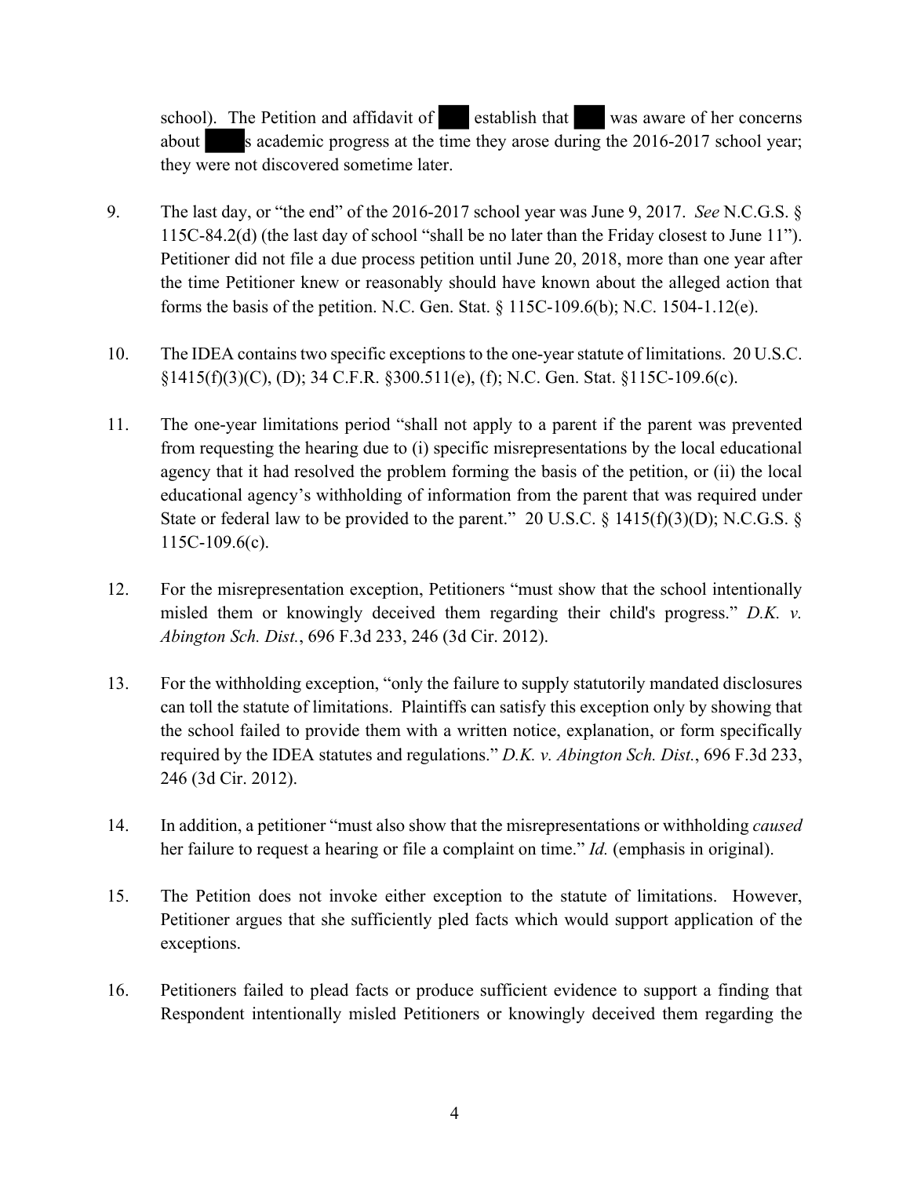school). The Petition and affidavit of ███ establish that ███ was aware of her concerns about ████s academic progress at the time they arose during the 2016-2017 school year; they were not discovered sometime later.

9. The last day, or "the end" of the 2016-2017 school year was June 9, 2017. *See* N.C.G.S. § 115C-84.2(d) (the last day of school "shall be no later than the Friday closest to June 11"). Petitioner did not file a due process petition until June 20, 2018, more than one year after the time Petitioner knew or reasonably should have known about the alleged action that forms the basis of the petition. N.C. Gen. Stat. § 115C-109.6(b); N.C. 1504-1.12(e).

10. The IDEA contains two specific exceptions to the one-year statute of limitations. 20 U.S.C. §1415(f)(3)(C), (D); 34 C.F.R. §300.511(e), (f); N.C. Gen. Stat. §115C-109.6(c).

11. The one-year limitations period "shall not apply to a parent if the parent was prevented from requesting the hearing due to (i) specific misrepresentations by the local educational agency that it had resolved the problem forming the basis of the petition, or (ii) the local educational agency's withholding of information from the parent that was required under State or federal law to be provided to the parent." 20 U.S.C. § 1415(f)(3)(D); N.C.G.S. § 115C-109.6(c).

12. For the misrepresentation exception, Petitioners "must show that the school intentionally misled them or knowingly deceived them regarding their child's progress." *D.K. v. Abington Sch. Dist.*, 696 F.3d 233, 246 (3d Cir. 2012).

13. For the withholding exception, "only the failure to supply statutorily mandated disclosures can toll the statute of limitations. Plaintiffs can satisfy this exception only by showing that the school failed to provide them with a written notice, explanation, or form specifically required by the IDEA statutes and regulations." *D.K. v. Abington Sch. Dist.*, 696 F.3d 233, 246 (3d Cir. 2012).

14. In addition, a petitioner "must also show that the misrepresentations or withholding *caused* her failure to request a hearing or file a complaint on time." *Id.* (emphasis in original).

15. The Petition does not invoke either exception to the statute of limitations. However, Petitioner argues that she sufficiently pled facts which would support application of the exceptions.

16. Petitioners failed to plead facts or produce sufficient evidence to support a finding that Respondent intentionally misled Petitioners or knowingly deceived them regarding the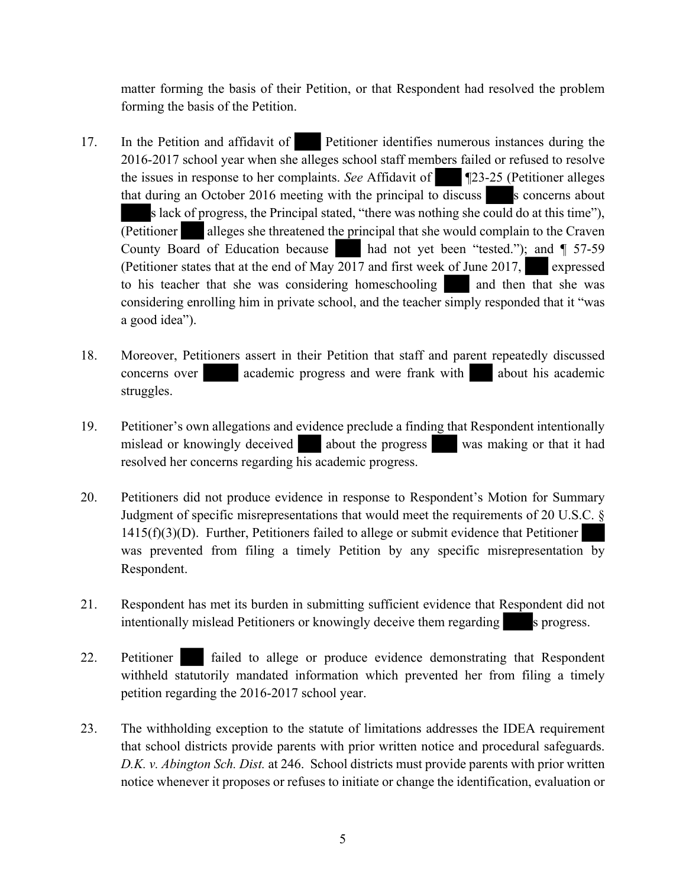matter forming the basis of their Petition, or that Respondent had resolved the problem forming the basis of the Petition.

17. In the Petition and affidavit of ███ Petitioner identifies numerous instances during the 2016-2017 school year when she alleges school staff members failed or refused to resolve the issues in response to her complaints. *See* Affidavit of ███ ¶23-25 (Petitioner alleges that during an October 2016 meeting with the principal to discuss ███s concerns about ███s lack of progress, the Principal stated, "there was nothing she could do at this time"), (Petitioner ███ alleges she threatened the principal that she would complain to the Craven County Board of Education because ███ had not yet been "tested."); and ¶ 57-59 (Petitioner states that at the end of May 2017 and first week of June 2017, ███ expressed to his teacher that she was considering homeschooling ███ and then that she was considering enrolling him in private school, and the teacher simply responded that it "was a good idea").

18. Moreover, Petitioners assert in their Petition that staff and parent repeatedly discussed concerns over ███ academic progress and were frank with ███ about his academic struggles.

19. Petitioner's own allegations and evidence preclude a finding that Respondent intentionally mislead or knowingly deceived ███ about the progress ███ was making or that it had resolved her concerns regarding his academic progress.

20. Petitioners did not produce evidence in response to Respondent's Motion for Summary Judgment of specific misrepresentations that would meet the requirements of 20 U.S.C. § 1415(f)(3)(D). Further, Petitioners failed to allege or submit evidence that Petitioner ███ was prevented from filing a timely Petition by any specific misrepresentation by Respondent.

21. Respondent has met its burden in submitting sufficient evidence that Respondent did not intentionally mislead Petitioners or knowingly deceive them regarding ███s progress.

22. Petitioner ███ failed to allege or produce evidence demonstrating that Respondent withheld statutorily mandated information which prevented her from filing a timely petition regarding the 2016-2017 school year.

23. The withholding exception to the statute of limitations addresses the IDEA requirement that school districts provide parents with prior written notice and procedural safeguards. *D.K. v. Abington Sch. Dist.* at 246. School districts must provide parents with prior written notice whenever it proposes or refuses to initiate or change the identification, evaluation or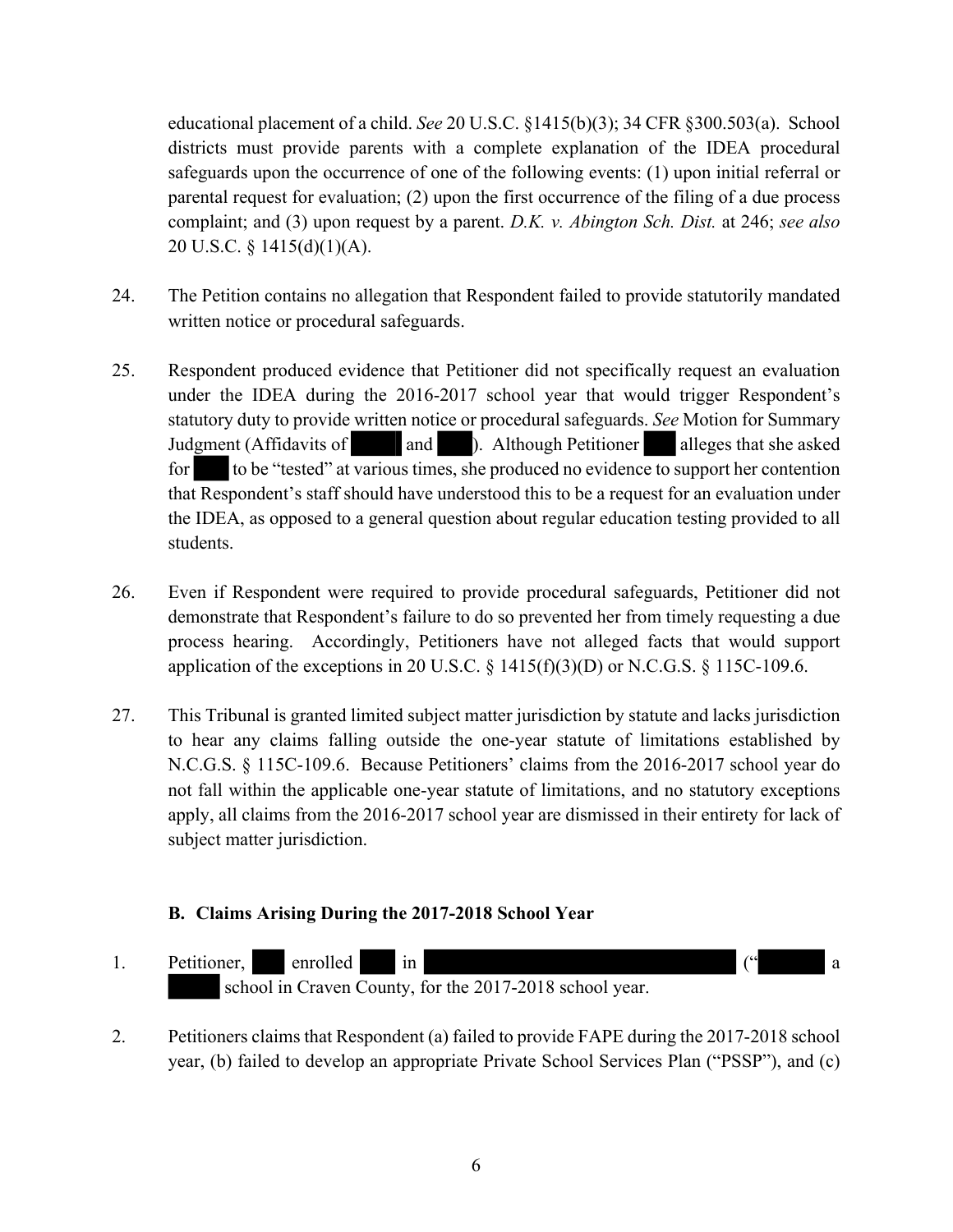educational placement of a child. *See* 20 U.S.C. §1415(b)(3); 34 CFR §300.503(a). School districts must provide parents with a complete explanation of the IDEA procedural safeguards upon the occurrence of one of the following events: (1) upon initial referral or parental request for evaluation; (2) upon the first occurrence of the filing of a due process complaint; and (3) upon request by a parent. *D.K. v. Abington Sch. Dist.* at 246; *see also* 20 U.S.C. § 1415(d)(1)(A).

24. The Petition contains no allegation that Respondent failed to provide statutorily mandated written notice or procedural safeguards.

25. Respondent produced evidence that Petitioner did not specifically request an evaluation under the IDEA during the 2016-2017 school year that would trigger Respondent's statutory duty to provide written notice or procedural safeguards. *See* Motion for Summary Judgment (Affidavits of ██████ and ████). Although Petitioner ███ alleges that she asked for ████ to be "tested" at various times, she produced no evidence to support her contention that Respondent's staff should have understood this to be a request for an evaluation under the IDEA, as opposed to a general question about regular education testing provided to all students.

26. Even if Respondent were required to provide procedural safeguards, Petitioner did not demonstrate that Respondent's failure to do so prevented her from timely requesting a due process hearing. Accordingly, Petitioners have not alleged facts that would support application of the exceptions in 20 U.S.C. § 1415(f)(3)(D) or N.C.G.S. § 115C-109.6.

27. This Tribunal is granted limited subject matter jurisdiction by statute and lacks jurisdiction to hear any claims falling outside the one-year statute of limitations established by N.C.G.S. § 115C-109.6. Because Petitioners' claims from the 2016-2017 school year do not fall within the applicable one-year statute of limitations, and no statutory exceptions apply, all claims from the 2016-2017 school year are dismissed in their entirety for lack of subject matter jurisdiction.

### B. Claims Arising During the 2017-2018 School Year

1. Petitioner, ███ enrolled ███ in ████████████████████████ ("██████ a █████ school in Craven County, for the 2017-2018 school year.

2. Petitioners claims that Respondent (a) failed to provide FAPE during the 2017-2018 school year, (b) failed to develop an appropriate Private School Services Plan ("PSSP"), and (c)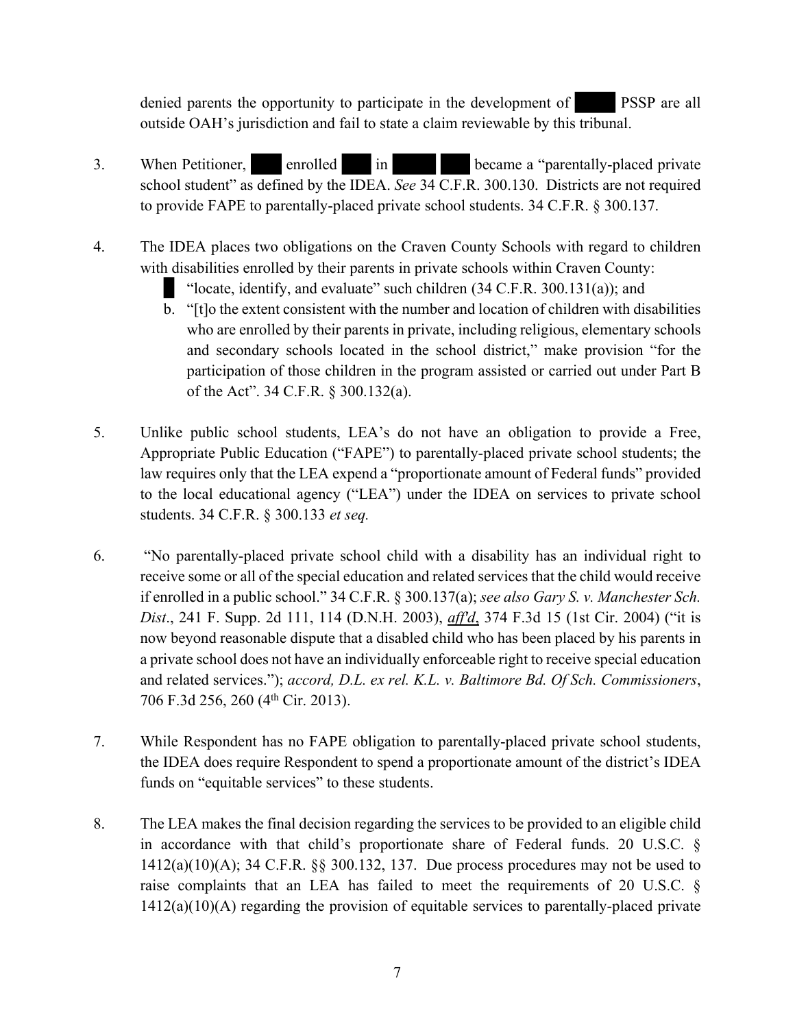denied parents the opportunity to participate in the development of ████ PSSP are all outside OAH's jurisdiction and fail to state a claim reviewable by this tribunal.

3. When Petitioner, ███ enrolled ███ in █████ ███ became a "parentally-placed private school student" as defined by the IDEA. *See* 34 C.F.R. 300.130. Districts are not required to provide FAPE to parentally-placed private school students. 34 C.F.R. § 300.137.

4. The IDEA places two obligations on the Craven County Schools with regard to children with disabilities enrolled by their parents in private schools within Craven County:
   █ "locate, identify, and evaluate" such children (34 C.F.R. 300.131(a)); and
   b. "[t]o the extent consistent with the number and location of children with disabilities who are enrolled by their parents in private, including religious, elementary schools and secondary schools located in the school district," make provision "for the participation of those children in the program assisted or carried out under Part B of the Act". 34 C.F.R. § 300.132(a).

5. Unlike public school students, LEA's do not have an obligation to provide a Free, Appropriate Public Education ("FAPE") to parentally-placed private school students; the law requires only that the LEA expend a "proportionate amount of Federal funds" provided to the local educational agency ("LEA") under the IDEA on services to private school students. 34 C.F.R. § 300.133 *et seq.*

6. "No parentally-placed private school child with a disability has an individual right to receive some or all of the special education and related services that the child would receive if enrolled in a public school." 34 C.F.R. § 300.137(a); *see also Gary S. v. Manchester Sch. Dist*., 241 F. Supp. 2d 111, 114 (D.N.H. 2003), *aff'd*, 374 F.3d 15 (1st Cir. 2004) ("it is now beyond reasonable dispute that a disabled child who has been placed by his parents in a private school does not have an individually enforceable right to receive special education and related services."); *accord, D.L. ex rel. K.L. v. Baltimore Bd. Of Sch. Commissioners*, 706 F.3d 256, 260 (4th Cir. 2013).

7. While Respondent has no FAPE obligation to parentally-placed private school students, the IDEA does require Respondent to spend a proportionate amount of the district's IDEA funds on "equitable services" to these students.

8. The LEA makes the final decision regarding the services to be provided to an eligible child in accordance with that child's proportionate share of Federal funds. 20 U.S.C. § 1412(a)(10)(A); 34 C.F.R. §§ 300.132, 137. Due process procedures may not be used to raise complaints that an LEA has failed to meet the requirements of 20 U.S.C. § 1412(a)(10)(A) regarding the provision of equitable services to parentally-placed private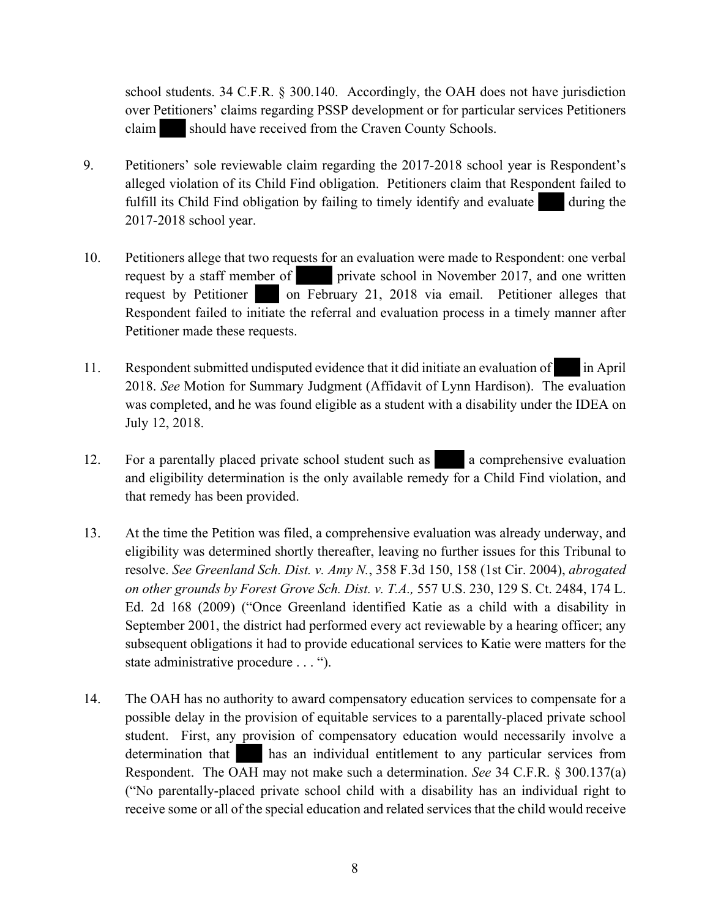school students. 34 C.F.R. § 300.140. Accordingly, the OAH does not have jurisdiction over Petitioners' claims regarding PSSP development or for particular services Petitioners claim ███ should have received from the Craven County Schools.

9. Petitioners' sole reviewable claim regarding the 2017-2018 school year is Respondent's alleged violation of its Child Find obligation. Petitioners claim that Respondent failed to fulfill its Child Find obligation by failing to timely identify and evaluate ███ during the 2017-2018 school year.

10. Petitioners allege that two requests for an evaluation were made to Respondent: one verbal request by a staff member of ███ private school in November 2017, and one written request by Petitioner ███ on February 21, 2018 via email. Petitioner alleges that Respondent failed to initiate the referral and evaluation process in a timely manner after Petitioner made these requests.

11. Respondent submitted undisputed evidence that it did initiate an evaluation of ███ in April 2018. *See* Motion for Summary Judgment (Affidavit of Lynn Hardison). The evaluation was completed, and he was found eligible as a student with a disability under the IDEA on July 12, 2018.

12. For a parentally placed private school student such as ███ a comprehensive evaluation and eligibility determination is the only available remedy for a Child Find violation, and that remedy has been provided.

13. At the time the Petition was filed, a comprehensive evaluation was already underway, and eligibility was determined shortly thereafter, leaving no further issues for this Tribunal to resolve. *See Greenland Sch. Dist. v. Amy N.*, 358 F.3d 150, 158 (1st Cir. 2004), *abrogated on other grounds by Forest Grove Sch. Dist. v. T.A.,* 557 U.S. 230, 129 S. Ct. 2484, 174 L. Ed. 2d 168 (2009) ("Once Greenland identified Katie as a child with a disability in September 2001, the district had performed every act reviewable by a hearing officer; any subsequent obligations it had to provide educational services to Katie were matters for the state administrative procedure . . . ").

14. The OAH has no authority to award compensatory education services to compensate for a possible delay in the provision of equitable services to a parentally-placed private school student. First, any provision of compensatory education would necessarily involve a determination that ███ has an individual entitlement to any particular services from Respondent. The OAH may not make such a determination. *See* 34 C.F.R. § 300.137(a) ("No parentally-placed private school child with a disability has an individual right to receive some or all of the special education and related services that the child would receive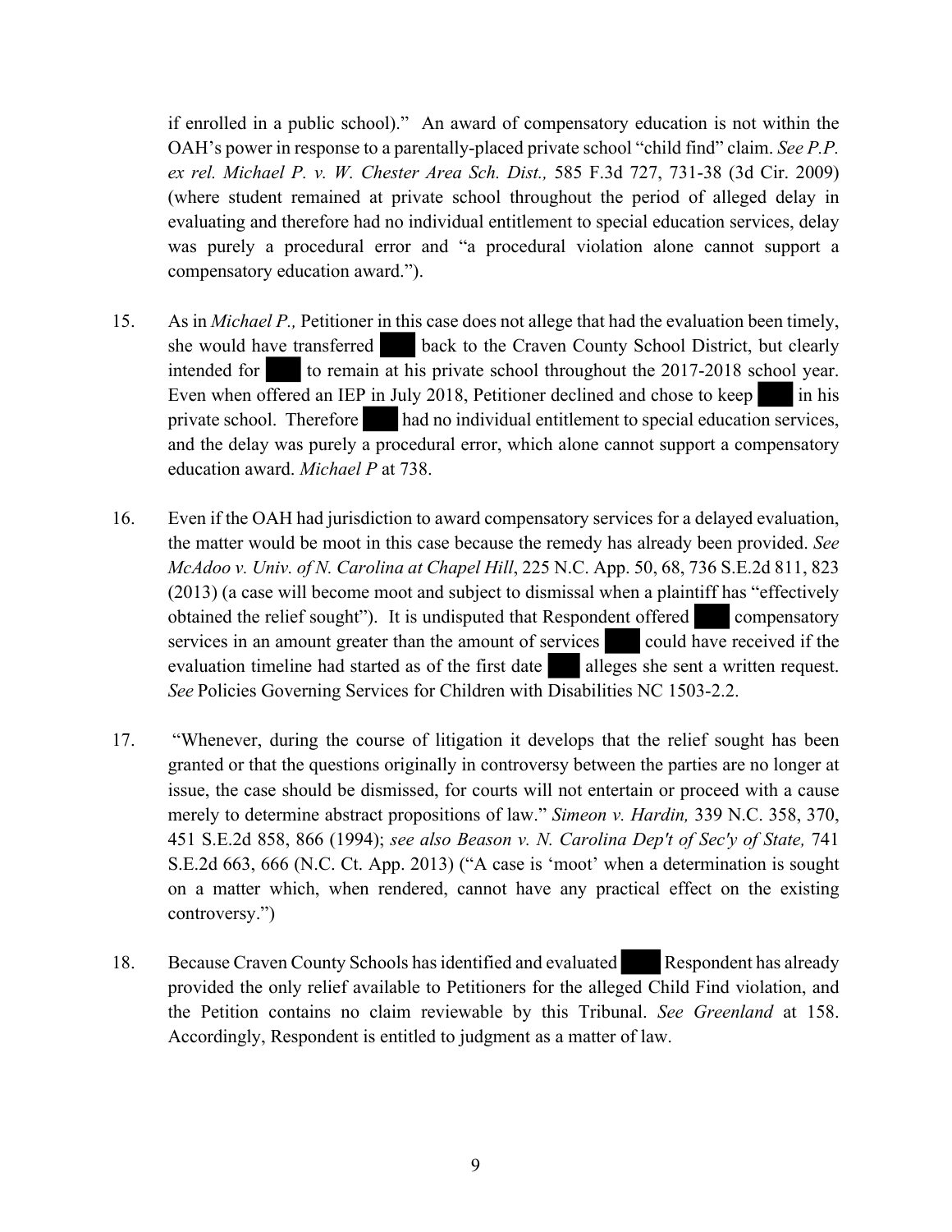if enrolled in a public school)." An award of compensatory education is not within the OAH's power in response to a parentally-placed private school "child find" claim. *See P.P. ex rel. Michael P. v. W. Chester Area Sch. Dist.,* 585 F.3d 727, 731-38 (3d Cir. 2009) (where student remained at private school throughout the period of alleged delay in evaluating and therefore had no individual entitlement to special education services, delay was purely a procedural error and "a procedural violation alone cannot support a compensatory education award.").

15. As in *Michael P.,* Petitioner in this case does not allege that had the evaluation been timely, she would have transferred ███ back to the Craven County School District, but clearly intended for ███ to remain at his private school throughout the 2017-2018 school year. Even when offered an IEP in July 2018, Petitioner declined and chose to keep ███ in his private school. Therefore ███ had no individual entitlement to special education services, and the delay was purely a procedural error, which alone cannot support a compensatory education award. *Michael P* at 738.

16. Even if the OAH had jurisdiction to award compensatory services for a delayed evaluation, the matter would be moot in this case because the remedy has already been provided. *See McAdoo v. Univ. of N. Carolina at Chapel Hill*, 225 N.C. App. 50, 68, 736 S.E.2d 811, 823 (2013) (a case will become moot and subject to dismissal when a plaintiff has "effectively obtained the relief sought"). It is undisputed that Respondent offered ███ compensatory services in an amount greater than the amount of services ███ could have received if the evaluation timeline had started as of the first date ███ alleges she sent a written request. *See* Policies Governing Services for Children with Disabilities NC 1503-2.2.

17. "Whenever, during the course of litigation it develops that the relief sought has been granted or that the questions originally in controversy between the parties are no longer at issue, the case should be dismissed, for courts will not entertain or proceed with a cause merely to determine abstract propositions of law." *Simeon v. Hardin,* 339 N.C. 358, 370, 451 S.E.2d 858, 866 (1994); *see also Beason v. N. Carolina Dep't of Sec'y of State,* 741 S.E.2d 663, 666 (N.C. Ct. App. 2013) ("A case is 'moot' when a determination is sought on a matter which, when rendered, cannot have any practical effect on the existing controversy.")

18. Because Craven County Schools has identified and evaluated ███ Respondent has already provided the only relief available to Petitioners for the alleged Child Find violation, and the Petition contains no claim reviewable by this Tribunal. *See Greenland* at 158. Accordingly, Respondent is entitled to judgment as a matter of law.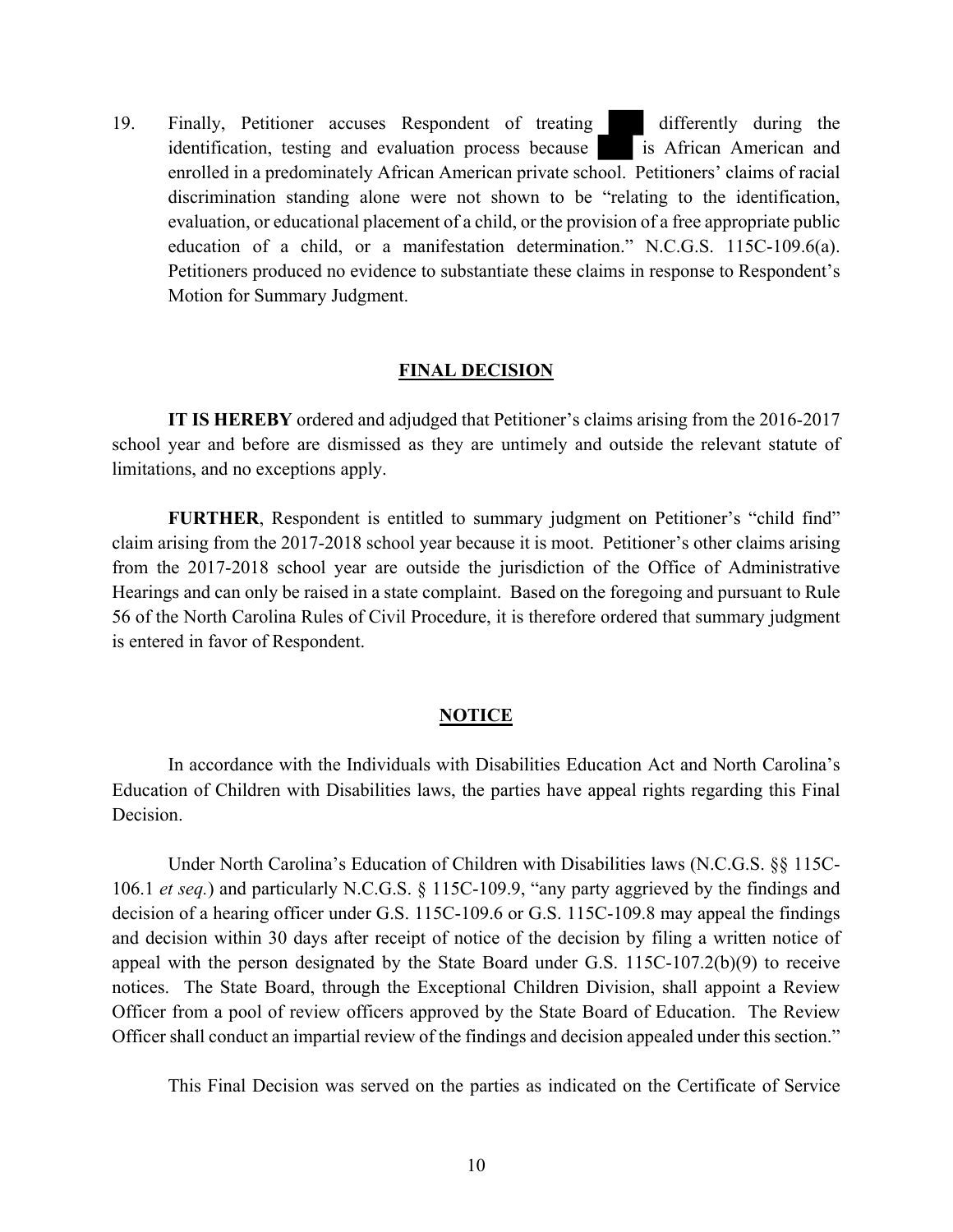19. Finally, Petitioner accuses Respondent of treating ██ differently during the identification, testing and evaluation process because ██ is African American and enrolled in a predominately African American private school. Petitioners' claims of racial discrimination standing alone were not shown to be "relating to the identification, evaluation, or educational placement of a child, or the provision of a free appropriate public education of a child, or a manifestation determination." N.C.G.S. 115C-109.6(a). Petitioners produced no evidence to substantiate these claims in response to Respondent's Motion for Summary Judgment.

## FINAL DECISION

**IT IS HEREBY** ordered and adjudged that Petitioner's claims arising from the 2016-2017 school year and before are dismissed as they are untimely and outside the relevant statute of limitations, and no exceptions apply.

**FURTHER**, Respondent is entitled to summary judgment on Petitioner's "child find" claim arising from the 2017-2018 school year because it is moot. Petitioner's other claims arising from the 2017-2018 school year are outside the jurisdiction of the Office of Administrative Hearings and can only be raised in a state complaint. Based on the foregoing and pursuant to Rule 56 of the North Carolina Rules of Civil Procedure, it is therefore ordered that summary judgment is entered in favor of Respondent.

## NOTICE

In accordance with the Individuals with Disabilities Education Act and North Carolina's Education of Children with Disabilities laws, the parties have appeal rights regarding this Final Decision.

Under North Carolina's Education of Children with Disabilities laws (N.C.G.S. §§ 115C-106.1 *et seq.*) and particularly N.C.G.S. § 115C-109.9, "any party aggrieved by the findings and decision of a hearing officer under G.S. 115C-109.6 or G.S. 115C-109.8 may appeal the findings and decision within 30 days after receipt of notice of the decision by filing a written notice of appeal with the person designated by the State Board under G.S. 115C-107.2(b)(9) to receive notices. The State Board, through the Exceptional Children Division, shall appoint a Review Officer from a pool of review officers approved by the State Board of Education. The Review Officer shall conduct an impartial review of the findings and decision appealed under this section."

This Final Decision was served on the parties as indicated on the Certificate of Service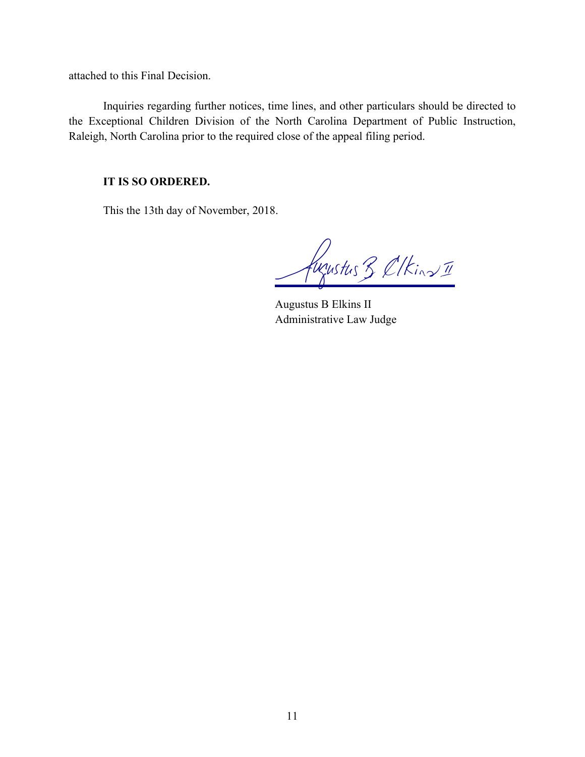attached to this Final Decision.

Inquiries regarding further notices, time lines, and other particulars should be directed to the Exceptional Children Division of the North Carolina Department of Public Instruction, Raleigh, North Carolina prior to the required close of the appeal filing period.

**IT IS SO ORDERED.**

This the 13th day of November, 2018.

Augustus B Elkins II
Administrative Law Judge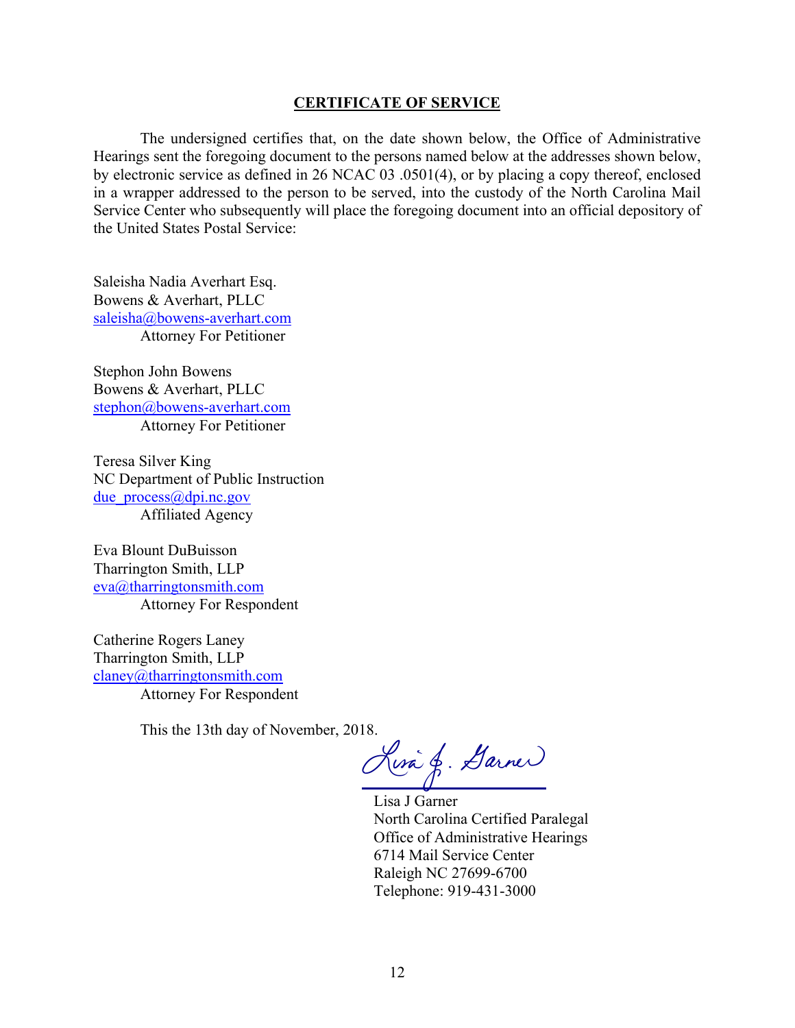**CERTIFICATE OF SERVICE**

The undersigned certifies that, on the date shown below, the Office of Administrative Hearings sent the foregoing document to the persons named below at the addresses shown below, by electronic service as defined in 26 NCAC 03 .0501(4), or by placing a copy thereof, enclosed in a wrapper addressed to the person to be served, into the custody of the North Carolina Mail Service Center who subsequently will place the foregoing document into an official depository of the United States Postal Service:

Saleisha Nadia Averhart Esq.
Bowens & Averhart, PLLC
saleisha@bowens-averhart.com
Attorney For Petitioner

Stephon John Bowens
Bowens & Averhart, PLLC
stephon@bowens-averhart.com
Attorney For Petitioner

Teresa Silver King
NC Department of Public Instruction
due_process@dpi.nc.gov
Affiliated Agency

Eva Blount DuBuisson
Tharrington Smith, LLP
eva@tharringtonsmith.com
Attorney For Respondent

Catherine Rogers Laney
Tharrington Smith, LLP
claney@tharringtonsmith.com
Attorney For Respondent

This the 13th day of November, 2018.

Lisa J. Garner

Lisa J Garner
North Carolina Certified Paralegal
Office of Administrative Hearings
6714 Mail Service Center
Raleigh NC 27699-6700
Telephone: 919-431-3000